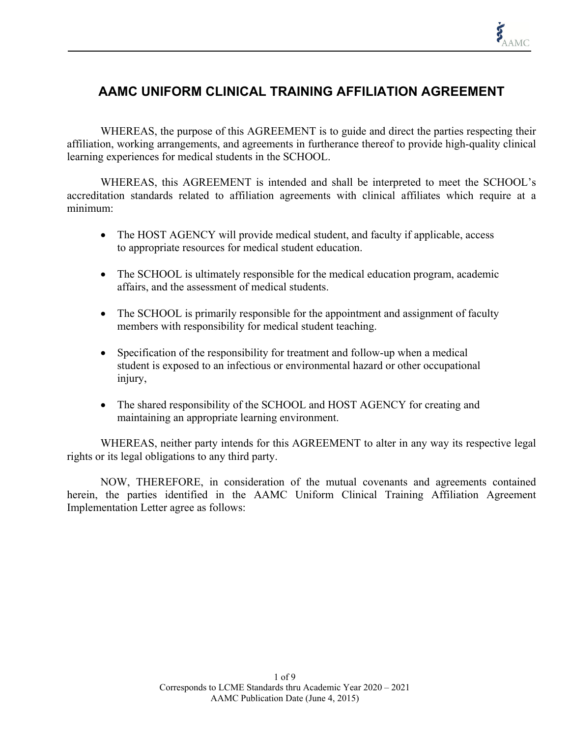# AAMC UNIFORM CLINICAL TRAINING AFFILIATION AGREEMENT

WHEREAS, the purpose of this AGREEMENT is to guide and direct the parties respecting their affiliation, working arrangements, and agreements in furtherance thereof to provide high-quality clinical learning experiences for medical students in the SCHOOL.

WHEREAS, this AGREEMENT is intended and shall be interpreted to meet the SCHOOL's accreditation standards related to affiliation agreements with clinical affiliates which require at a minimum:

- The HOST AGENCY will provide medical student, and faculty if applicable, access to appropriate resources for medical student education.
- The SCHOOL is ultimately responsible for the medical education program, academic affairs, and the assessment of medical students.
- The SCHOOL is primarily responsible for the appointment and assignment of faculty members with responsibility for medical student teaching.
- Specification of the responsibility for treatment and follow-up when a medical student is exposed to an infectious or environmental hazard or other occupational injury,
- The shared responsibility of the SCHOOL and HOST AGENCY for creating and maintaining an appropriate learning environment.

WHEREAS, neither party intends for this AGREEMENT to alter in any way its respective legal rights or its legal obligations to any third party.

NOW, THEREFORE, in consideration of the mutual covenants and agreements contained herein, the parties identified in the AAMC Uniform Clinical Training Affiliation Agreement Implementation Letter agree as follows: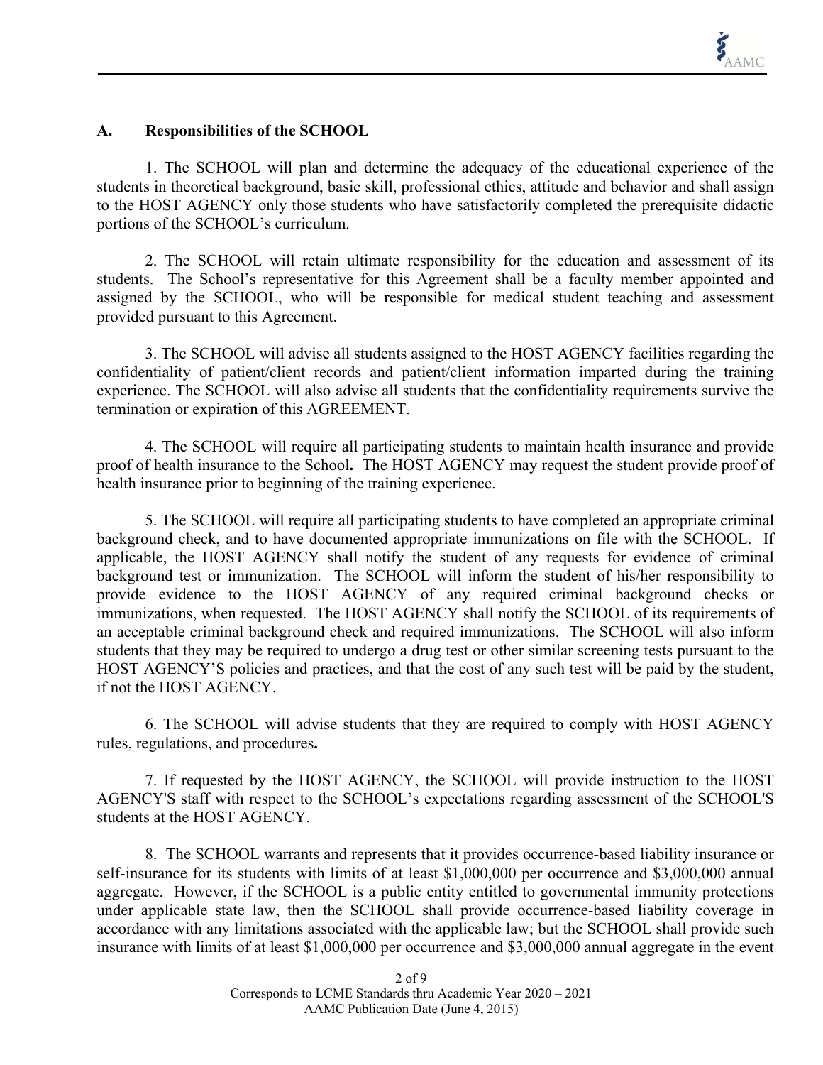### A. Responsibilities of the SCHOOL

1. The SCHOOL will plan and determine the adequacy of the educational experience of the students in theoretical background, basic skill, professional ethics, attitude and behavior and shall assign to the HOST AGENCY only those students who have satisfactorily completed the prerequisite didactic portions of the SCHOOL's curriculum.

2. The SCHOOL will retain ultimate responsibility for the education and assessment of its students. The School's representative for this Agreement shall be a faculty member appointed and assigned by the SCHOOL, who will be responsible for medical student teaching and assessment provided pursuant to this Agreement.

3. The SCHOOL will advise all students assigned to the HOST AGENCY facilities regarding the confidentiality of patient/client records and patient/client information imparted during the training experience. The SCHOOL will also advise all students that the confidentiality requirements survive the termination or expiration of this AGREEMENT.

4. The SCHOOL will require all participating students to maintain health insurance and provide proof of health insurance to the School**.** The HOST AGENCY may request the student provide proof of health insurance prior to beginning of the training experience.

5. The SCHOOL will require all participating students to have completed an appropriate criminal background check, and to have documented appropriate immunizations on file with the SCHOOL. If applicable, the HOST AGENCY shall notify the student of any requests for evidence of criminal background test or immunization. The SCHOOL will inform the student of his/her responsibility to provide evidence to the HOST AGENCY of any required criminal background checks or immunizations, when requested. The HOST AGENCY shall notify the SCHOOL of its requirements of an acceptable criminal background check and required immunizations. The SCHOOL will also inform students that they may be required to undergo a drug test or other similar screening tests pursuant to the HOST AGENCY'S policies and practices, and that the cost of any such test will be paid by the student, if not the HOST AGENCY.

6. The SCHOOL will advise students that they are required to comply with HOST AGENCY rules, regulations, and procedures**.**

7. If requested by the HOST AGENCY, the SCHOOL will provide instruction to the HOST AGENCY'S staff with respect to the SCHOOL's expectations regarding assessment of the SCHOOL'S students at the HOST AGENCY.

8. The SCHOOL warrants and represents that it provides occurrence-based liability insurance or self-insurance for its students with limits of at least $1,000,000 per occurrence and $3,000,000 annual aggregate. However, if the SCHOOL is a public entity entitled to governmental immunity protections under applicable state law, then the SCHOOL shall provide occurrence-based liability coverage in accordance with any limitations associated with the applicable law; but the SCHOOL shall provide such insurance with limits of at least $1,000,000 per occurrence and $3,000,000 annual aggregate in the event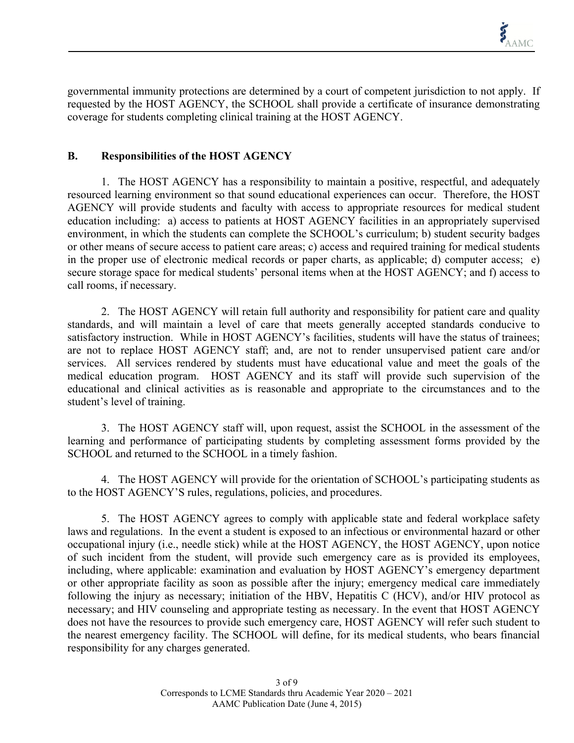governmental immunity protections are determined by a court of competent jurisdiction to not apply. If requested by the HOST AGENCY, the SCHOOL shall provide a certificate of insurance demonstrating coverage for students completing clinical training at the HOST AGENCY.

**B. Responsibilities of the HOST AGENCY**

1. The HOST AGENCY has a responsibility to maintain a positive, respectful, and adequately resourced learning environment so that sound educational experiences can occur. Therefore, the HOST AGENCY will provide students and faculty with access to appropriate resources for medical student education including: a) access to patients at HOST AGENCY facilities in an appropriately supervised environment, in which the students can complete the SCHOOL's curriculum; b) student security badges or other means of secure access to patient care areas; c) access and required training for medical students in the proper use of electronic medical records or paper charts, as applicable; d) computer access; e) secure storage space for medical students' personal items when at the HOST AGENCY; and f) access to call rooms, if necessary.

2. The HOST AGENCY will retain full authority and responsibility for patient care and quality standards, and will maintain a level of care that meets generally accepted standards conducive to satisfactory instruction. While in HOST AGENCY's facilities, students will have the status of trainees; are not to replace HOST AGENCY staff; and, are not to render unsupervised patient care and/or services. All services rendered by students must have educational value and meet the goals of the medical education program. HOST AGENCY and its staff will provide such supervision of the educational and clinical activities as is reasonable and appropriate to the circumstances and to the student's level of training.

3. The HOST AGENCY staff will, upon request, assist the SCHOOL in the assessment of the learning and performance of participating students by completing assessment forms provided by the SCHOOL and returned to the SCHOOL in a timely fashion.

4. The HOST AGENCY will provide for the orientation of SCHOOL's participating students as to the HOST AGENCY'S rules, regulations, policies, and procedures.

5. The HOST AGENCY agrees to comply with applicable state and federal workplace safety laws and regulations. In the event a student is exposed to an infectious or environmental hazard or other occupational injury (i.e., needle stick) while at the HOST AGENCY, the HOST AGENCY, upon notice of such incident from the student, will provide such emergency care as is provided its employees, including, where applicable: examination and evaluation by HOST AGENCY's emergency department or other appropriate facility as soon as possible after the injury; emergency medical care immediately following the injury as necessary; initiation of the HBV, Hepatitis C (HCV), and/or HIV protocol as necessary; and HIV counseling and appropriate testing as necessary. In the event that HOST AGENCY does not have the resources to provide such emergency care, HOST AGENCY will refer such student to the nearest emergency facility. The SCHOOL will define, for its medical students, who bears financial responsibility for any charges generated.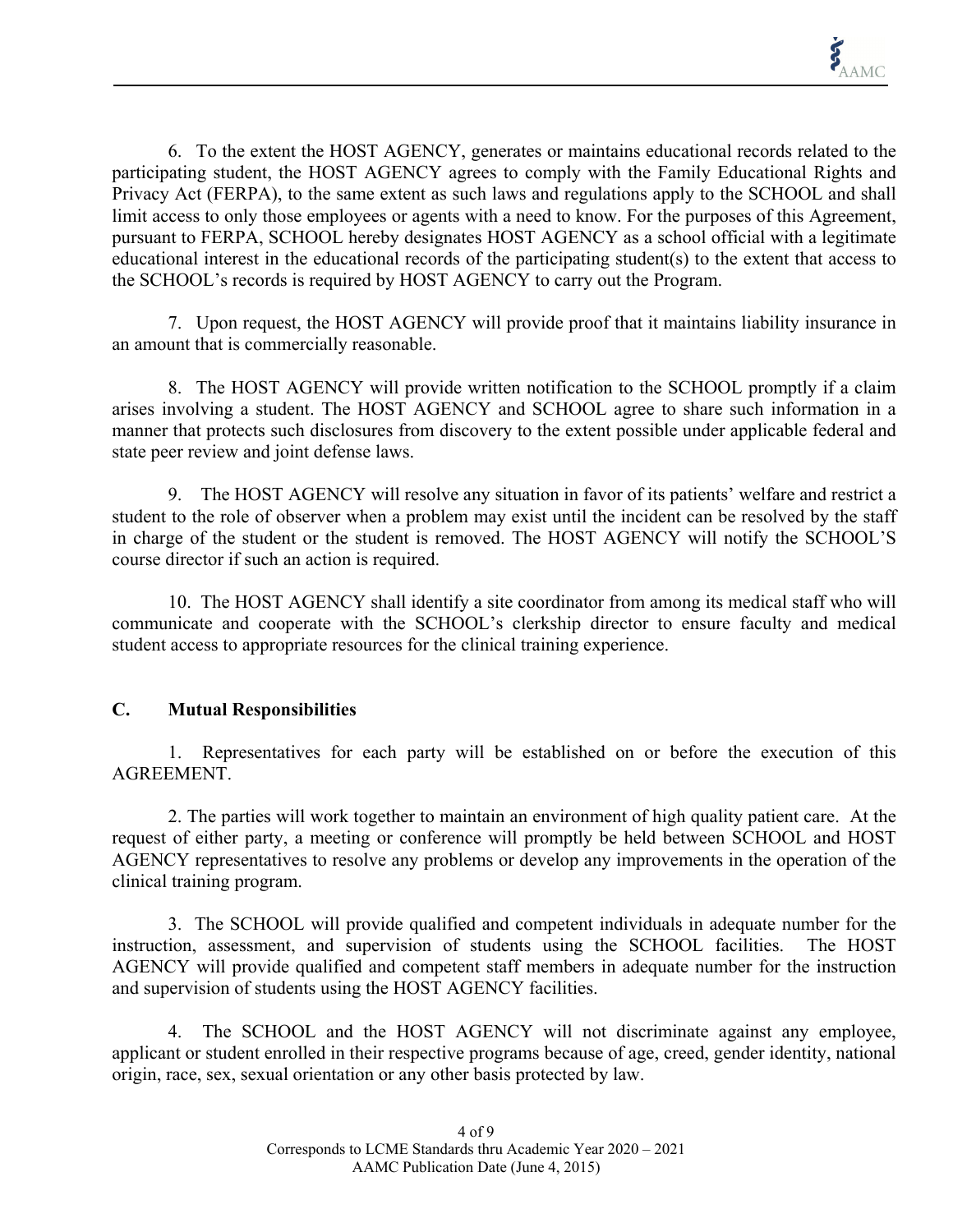6. To the extent the HOST AGENCY, generates or maintains educational records related to the participating student, the HOST AGENCY agrees to comply with the Family Educational Rights and Privacy Act (FERPA), to the same extent as such laws and regulations apply to the SCHOOL and shall limit access to only those employees or agents with a need to know. For the purposes of this Agreement, pursuant to FERPA, SCHOOL hereby designates HOST AGENCY as a school official with a legitimate educational interest in the educational records of the participating student(s) to the extent that access to the SCHOOL's records is required by HOST AGENCY to carry out the Program.

7. Upon request, the HOST AGENCY will provide proof that it maintains liability insurance in an amount that is commercially reasonable.

8. The HOST AGENCY will provide written notification to the SCHOOL promptly if a claim arises involving a student. The HOST AGENCY and SCHOOL agree to share such information in a manner that protects such disclosures from discovery to the extent possible under applicable federal and state peer review and joint defense laws.

9. The HOST AGENCY will resolve any situation in favor of its patients' welfare and restrict a student to the role of observer when a problem may exist until the incident can be resolved by the staff in charge of the student or the student is removed. The HOST AGENCY will notify the SCHOOL'S course director if such an action is required.

10. The HOST AGENCY shall identify a site coordinator from among its medical staff who will communicate and cooperate with the SCHOOL's clerkship director to ensure faculty and medical student access to appropriate resources for the clinical training experience.

## C. Mutual Responsibilities

1. Representatives for each party will be established on or before the execution of this AGREEMENT.

2. The parties will work together to maintain an environment of high quality patient care. At the request of either party, a meeting or conference will promptly be held between SCHOOL and HOST AGENCY representatives to resolve any problems or develop any improvements in the operation of the clinical training program.

3. The SCHOOL will provide qualified and competent individuals in adequate number for the instruction, assessment, and supervision of students using the SCHOOL facilities. The HOST AGENCY will provide qualified and competent staff members in adequate number for the instruction and supervision of students using the HOST AGENCY facilities.

4. The SCHOOL and the HOST AGENCY will not discriminate against any employee, applicant or student enrolled in their respective programs because of age, creed, gender identity, national origin, race, sex, sexual orientation or any other basis protected by law.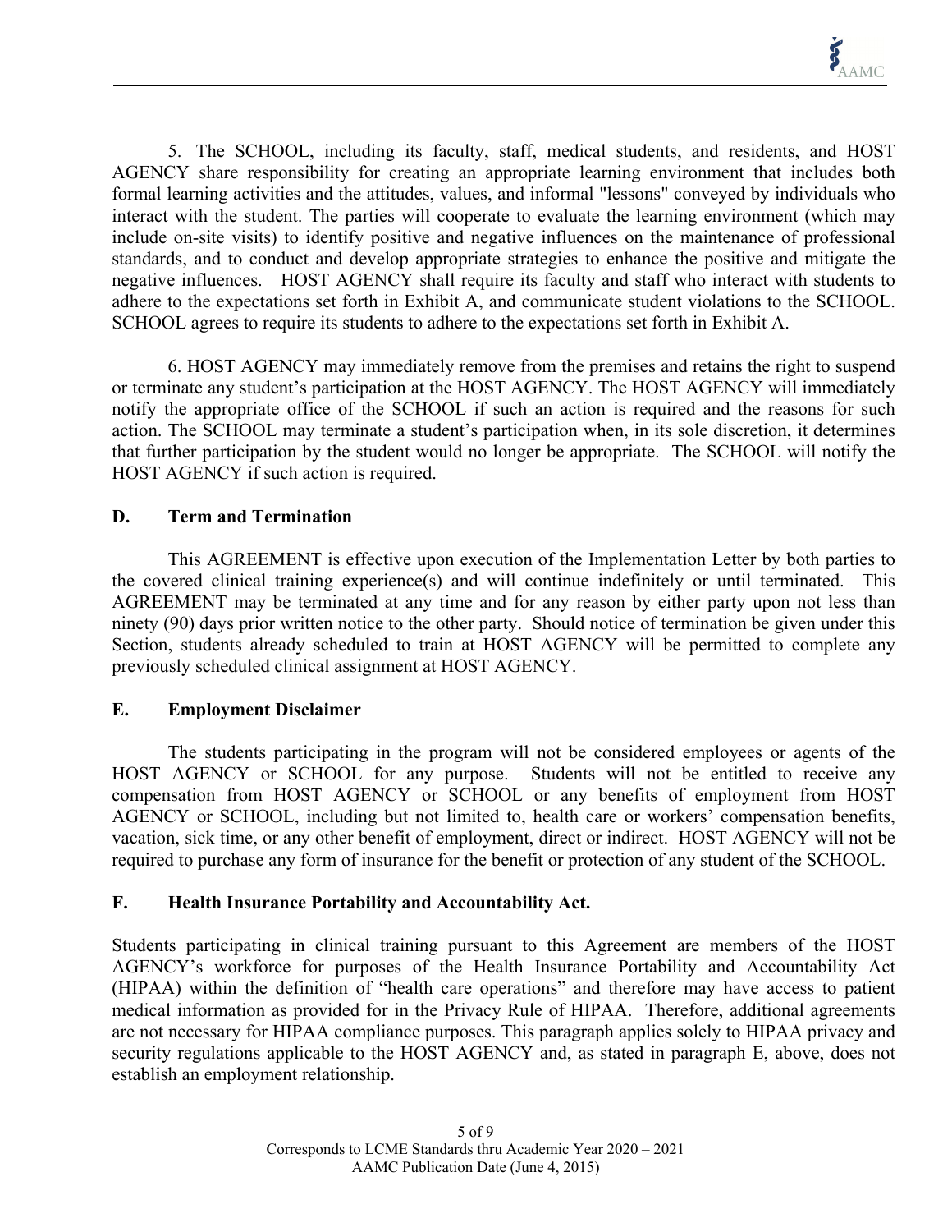5. The SCHOOL, including its faculty, staff, medical students, and residents, and HOST AGENCY share responsibility for creating an appropriate learning environment that includes both formal learning activities and the attitudes, values, and informal "lessons" conveyed by individuals who interact with the student. The parties will cooperate to evaluate the learning environment (which may include on-site visits) to identify positive and negative influences on the maintenance of professional standards, and to conduct and develop appropriate strategies to enhance the positive and mitigate the negative influences. HOST AGENCY shall require its faculty and staff who interact with students to adhere to the expectations set forth in Exhibit A, and communicate student violations to the SCHOOL. SCHOOL agrees to require its students to adhere to the expectations set forth in Exhibit A.

6. HOST AGENCY may immediately remove from the premises and retains the right to suspend or terminate any student's participation at the HOST AGENCY. The HOST AGENCY will immediately notify the appropriate office of the SCHOOL if such an action is required and the reasons for such action. The SCHOOL may terminate a student's participation when, in its sole discretion, it determines that further participation by the student would no longer be appropriate. The SCHOOL will notify the HOST AGENCY if such action is required.

**D. Term and Termination**

This AGREEMENT is effective upon execution of the Implementation Letter by both parties to the covered clinical training experience(s) and will continue indefinitely or until terminated. This AGREEMENT may be terminated at any time and for any reason by either party upon not less than ninety (90) days prior written notice to the other party. Should notice of termination be given under this Section, students already scheduled to train at HOST AGENCY will be permitted to complete any previously scheduled clinical assignment at HOST AGENCY.

**E. Employment Disclaimer**

The students participating in the program will not be considered employees or agents of the HOST AGENCY or SCHOOL for any purpose. Students will not be entitled to receive any compensation from HOST AGENCY or SCHOOL or any benefits of employment from HOST AGENCY or SCHOOL, including but not limited to, health care or workers' compensation benefits, vacation, sick time, or any other benefit of employment, direct or indirect. HOST AGENCY will not be required to purchase any form of insurance for the benefit or protection of any student of the SCHOOL.

**F. Health Insurance Portability and Accountability Act.**

Students participating in clinical training pursuant to this Agreement are members of the HOST AGENCY's workforce for purposes of the Health Insurance Portability and Accountability Act (HIPAA) within the definition of "health care operations" and therefore may have access to patient medical information as provided for in the Privacy Rule of HIPAA. Therefore, additional agreements are not necessary for HIPAA compliance purposes. This paragraph applies solely to HIPAA privacy and security regulations applicable to the HOST AGENCY and, as stated in paragraph E, above, does not establish an employment relationship.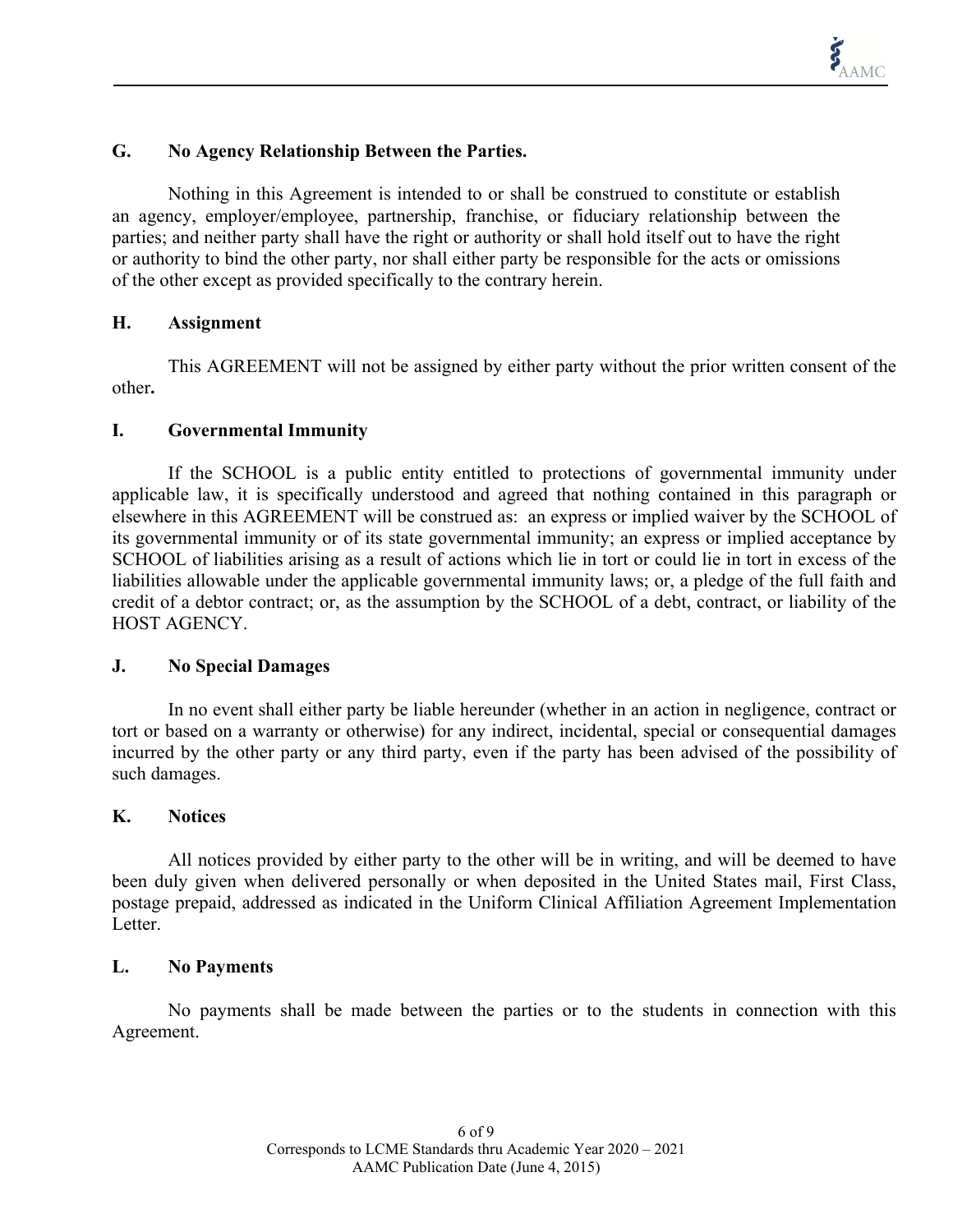### G. No Agency Relationship Between the Parties.

Nothing in this Agreement is intended to or shall be construed to constitute or establish an agency, employer/employee, partnership, franchise, or fiduciary relationship between the parties; and neither party shall have the right or authority or shall hold itself out to have the right or authority to bind the other party, nor shall either party be responsible for the acts or omissions of the other except as provided specifically to the contrary herein.

### H. Assignment

This AGREEMENT will not be assigned by either party without the prior written consent of the other**.**

### I. Governmental Immunity

If the SCHOOL is a public entity entitled to protections of governmental immunity under applicable law, it is specifically understood and agreed that nothing contained in this paragraph or elsewhere in this AGREEMENT will be construed as: an express or implied waiver by the SCHOOL of its governmental immunity or of its state governmental immunity; an express or implied acceptance by SCHOOL of liabilities arising as a result of actions which lie in tort or could lie in tort in excess of the liabilities allowable under the applicable governmental immunity laws; or, a pledge of the full faith and credit of a debtor contract; or, as the assumption by the SCHOOL of a debt, contract, or liability of the HOST AGENCY.

### J. No Special Damages

In no event shall either party be liable hereunder (whether in an action in negligence, contract or tort or based on a warranty or otherwise) for any indirect, incidental, special or consequential damages incurred by the other party or any third party, even if the party has been advised of the possibility of such damages.

### K. Notices

All notices provided by either party to the other will be in writing, and will be deemed to have been duly given when delivered personally or when deposited in the United States mail, First Class, postage prepaid, addressed as indicated in the Uniform Clinical Affiliation Agreement Implementation Letter.

### L. No Payments

No payments shall be made between the parties or to the students in connection with this Agreement.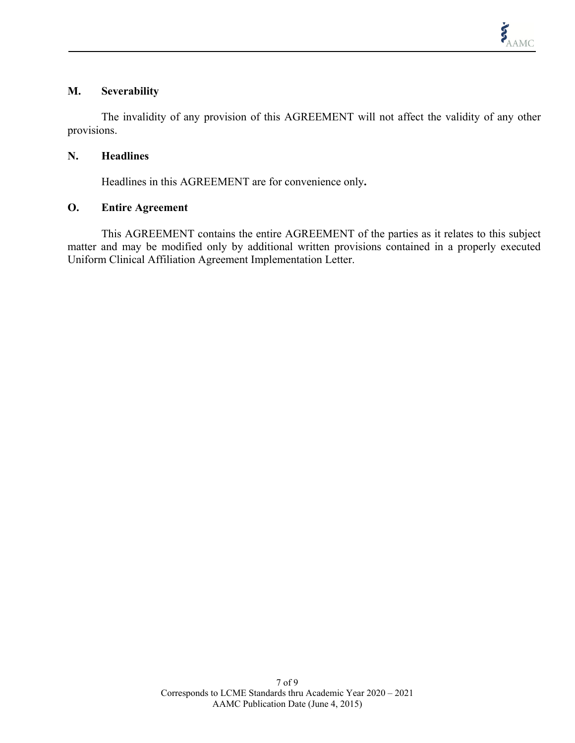## M. Severability

The invalidity of any provision of this AGREEMENT will not affect the validity of any other provisions.

## N. Headlines

Headlines in this AGREEMENT are for convenience only**.**

## O. Entire Agreement

This AGREEMENT contains the entire AGREEMENT of the parties as it relates to this subject matter and may be modified only by additional written provisions contained in a properly executed Uniform Clinical Affiliation Agreement Implementation Letter.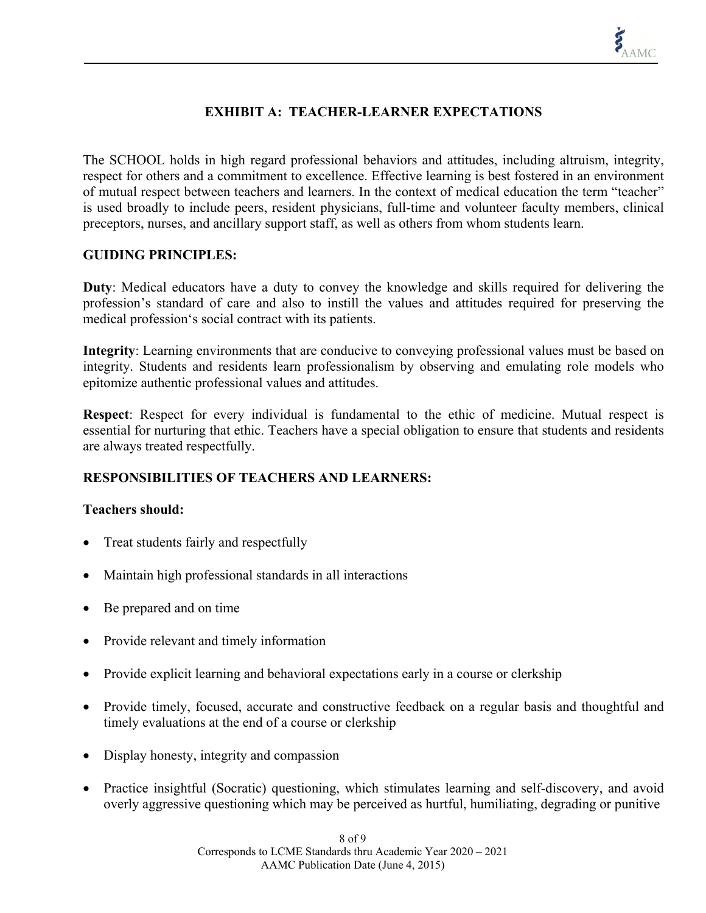## EXHIBIT A: TEACHER-LEARNER EXPECTATIONS

The SCHOOL holds in high regard professional behaviors and attitudes, including altruism, integrity, respect for others and a commitment to excellence. Effective learning is best fostered in an environment of mutual respect between teachers and learners. In the context of medical education the term "teacher" is used broadly to include peers, resident physicians, full-time and volunteer faculty members, clinical preceptors, nurses, and ancillary support staff, as well as others from whom students learn.

### GUIDING PRINCIPLES:

**Duty**: Medical educators have a duty to convey the knowledge and skills required for delivering the profession's standard of care and also to instill the values and attitudes required for preserving the medical profession's social contract with its patients.

**Integrity**: Learning environments that are conducive to conveying professional values must be based on integrity. Students and residents learn professionalism by observing and emulating role models who epitomize authentic professional values and attitudes.

**Respect**: Respect for every individual is fundamental to the ethic of medicine. Mutual respect is essential for nurturing that ethic. Teachers have a special obligation to ensure that students and residents are always treated respectfully.

### RESPONSIBILITIES OF TEACHERS AND LEARNERS:

**Teachers should:**

- Treat students fairly and respectfully
- Maintain high professional standards in all interactions
- Be prepared and on time
- Provide relevant and timely information
- Provide explicit learning and behavioral expectations early in a course or clerkship
- Provide timely, focused, accurate and constructive feedback on a regular basis and thoughtful and timely evaluations at the end of a course or clerkship
- Display honesty, integrity and compassion
- Practice insightful (Socratic) questioning, which stimulates learning and self-discovery, and avoid overly aggressive questioning which may be perceived as hurtful, humiliating, degrading or punitive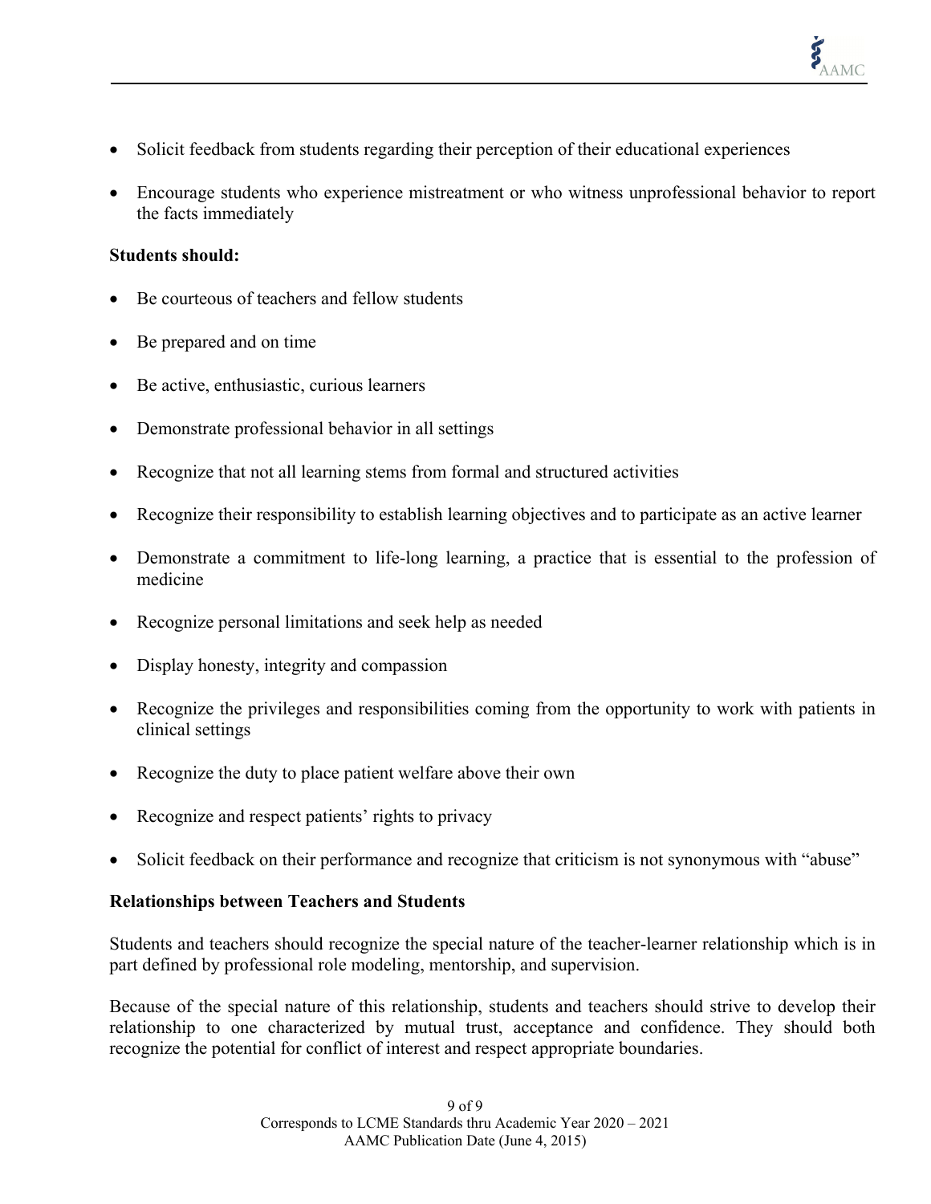- Solicit feedback from students regarding their perception of their educational experiences
- Encourage students who experience mistreatment or who witness unprofessional behavior to report the facts immediately

**Students should:**

- Be courteous of teachers and fellow students
- Be prepared and on time
- Be active, enthusiastic, curious learners
- Demonstrate professional behavior in all settings
- Recognize that not all learning stems from formal and structured activities
- Recognize their responsibility to establish learning objectives and to participate as an active learner
- Demonstrate a commitment to life-long learning, a practice that is essential to the profession of medicine
- Recognize personal limitations and seek help as needed
- Display honesty, integrity and compassion
- Recognize the privileges and responsibilities coming from the opportunity to work with patients in clinical settings
- Recognize the duty to place patient welfare above their own
- Recognize and respect patients' rights to privacy
- Solicit feedback on their performance and recognize that criticism is not synonymous with "abuse"

**Relationships between Teachers and Students**

Students and teachers should recognize the special nature of the teacher-learner relationship which is in part defined by professional role modeling, mentorship, and supervision.

Because of the special nature of this relationship, students and teachers should strive to develop their relationship to one characterized by mutual trust, acceptance and confidence. They should both recognize the potential for conflict of interest and respect appropriate boundaries.